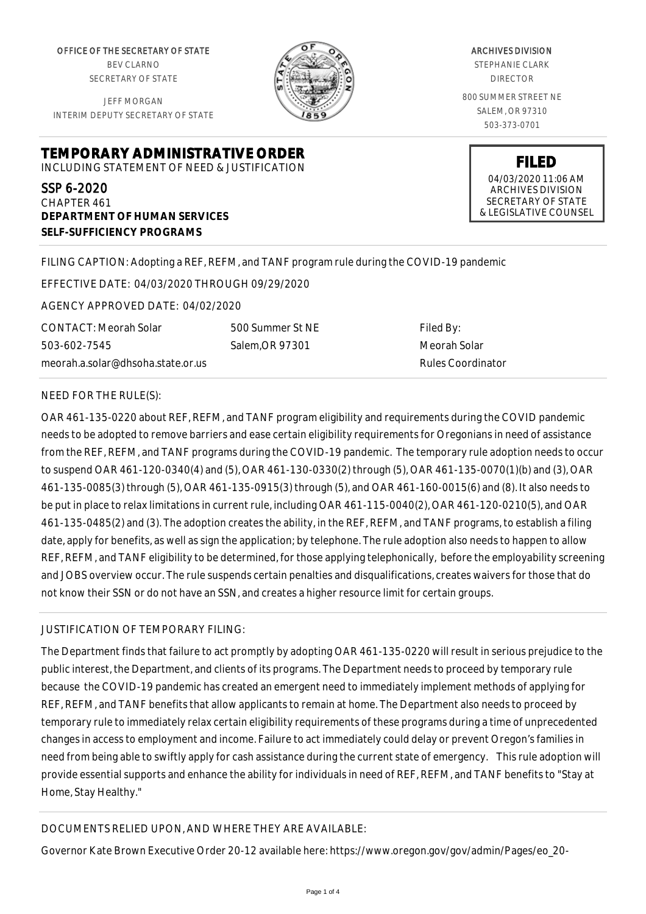OFFICE OF THE SECRETARY OF STATE
BEV CLARNO
SECRETARY OF STATE

JEFF MORGAN
INTERIM DEPUTY SECRETARY OF STATE

ARCHIVES DIVISION
STEPHANIE CLARK
DIRECTOR

800 SUMMER STREET NE
SALEM, OR 97310
503-373-0701

**FILED**
04/03/2020 11:06 AM
ARCHIVES DIVISION
SECRETARY OF STATE
& LEGISLATIVE COUNSEL

# TEMPORARY ADMINISTRATIVE ORDER

INCLUDING STATEMENT OF NEED & JUSTIFICATION

SSP 6-2020
CHAPTER 461
**DEPARTMENT OF HUMAN SERVICES**
**SELF-SUFFICIENCY PROGRAMS**

FILING CAPTION: Adopting a REF, REFM, and TANF program rule during the COVID-19 pandemic

EFFECTIVE DATE: 04/03/2020 THROUGH 09/29/2020

AGENCY APPROVED DATE: 04/02/2020

CONTACT: Meorah Solar
503-602-7545
meorah.a.solar@dhsoha.state.or.us

500 Summer St NE
Salem,OR 97301

Filed By:
Meorah Solar
Rules Coordinator

NEED FOR THE RULE(S):

OAR 461-135-0220 about REF, REFM, and TANF program eligibility and requirements during the COVID pandemic needs to be adopted to remove barriers and ease certain eligibility requirements for Oregonians in need of assistance from the REF, REFM, and TANF programs during the COVID-19 pandemic. The temporary rule adoption needs to occur to suspend OAR 461-120-0340(4) and (5), OAR 461-130-0330(2) through (5), OAR 461-135-0070(1)(b) and (3), OAR 461-135-0085(3) through (5), OAR 461-135-0915(3) through (5), and OAR 461-160-0015(6) and (8). It also needs to be put in place to relax limitations in current rule, including OAR 461-115-0040(2), OAR 461-120-0210(5), and OAR 461-135-0485(2) and (3). The adoption creates the ability, in the REF, REFM, and TANF programs, to establish a filing date, apply for benefits, as well as sign the application; by telephone. The rule adoption also needs to happen to allow REF, REFM, and TANF eligibility to be determined, for those applying telephonically, before the employability screening and JOBS overview occur. The rule suspends certain penalties and disqualifications, creates waivers for those that do not know their SSN or do not have an SSN, and creates a higher resource limit for certain groups.

JUSTIFICATION OF TEMPORARY FILING:

The Department finds that failure to act promptly by adopting OAR 461-135-0220 will result in serious prejudice to the public interest, the Department, and clients of its programs. The Department needs to proceed by temporary rule because the COVID-19 pandemic has created an emergent need to immediately implement methods of applying for REF, REFM, and TANF benefits that allow applicants to remain at home. The Department also needs to proceed by temporary rule to immediately relax certain eligibility requirements of these programs during a time of unprecedented changes in access to employment and income. Failure to act immediately could delay or prevent Oregon's families in need from being able to swiftly apply for cash assistance during the current state of emergency. This rule adoption will provide essential supports and enhance the ability for individuals in need of REF, REFM, and TANF benefits to "Stay at Home, Stay Healthy."

DOCUMENTS RELIED UPON, AND WHERE THEY ARE AVAILABLE:

Governor Kate Brown Executive Order 20-12 available here: https://www.oregon.gov/gov/admin/Pages/eo_20-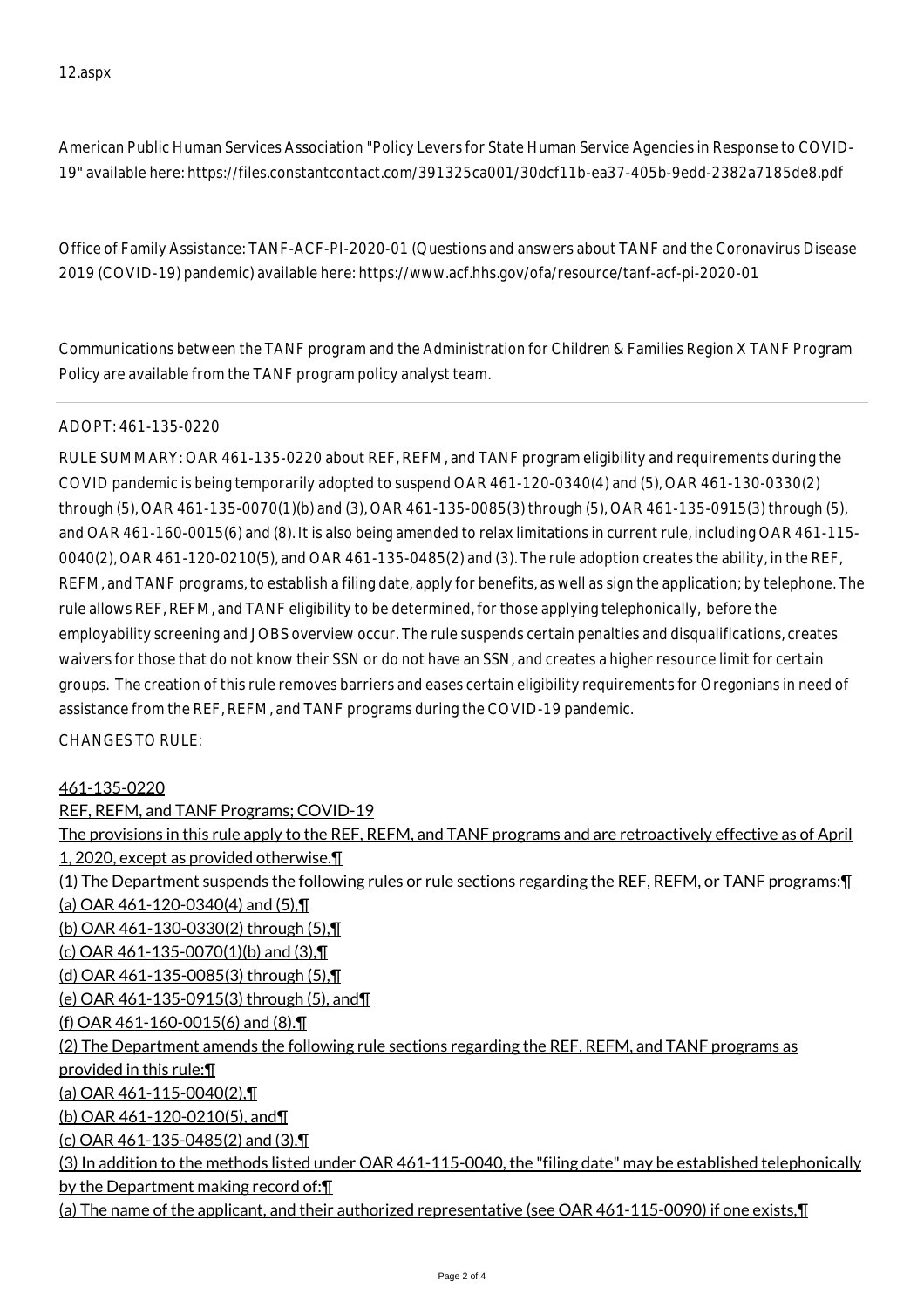12.aspx

American Public Human Services Association "Policy Levers for State Human Service Agencies in Response to COVID-19" available here: https://files.constantcontact.com/391325ca001/30dcf11b-ea37-405b-9edd-2382a7185de8.pdf

Office of Family Assistance: TANF-ACF-PI-2020-01 (Questions and answers about TANF and the Coronavirus Disease 2019 (COVID-19) pandemic) available here: https://www.acf.hhs.gov/ofa/resource/tanf-acf-pi-2020-01

Communications between the TANF program and the Administration for Children & Families Region X TANF Program Policy are available from the TANF program policy analyst team.

---

ADOPT: 461-135-0220

RULE SUMMARY: OAR 461-135-0220 about REF, REFM, and TANF program eligibility and requirements during the COVID pandemic is being temporarily adopted to suspend OAR 461-120-0340(4) and (5), OAR 461-130-0330(2) through (5), OAR 461-135-0070(1)(b) and (3), OAR 461-135-0085(3) through (5), OAR 461-135-0915(3) through (5), and OAR 461-160-0015(6) and (8). It is also being amended to relax limitations in current rule, including OAR 461-115-0040(2), OAR 461-120-0210(5), and OAR 461-135-0485(2) and (3). The rule adoption creates the ability, in the REF, REFM, and TANF programs, to establish a filing date, apply for benefits, as well as sign the application; by telephone. The rule allows REF, REFM, and TANF eligibility to be determined, for those applying telephonically, before the employability screening and JOBS overview occur. The rule suspends certain penalties and disqualifications, creates waivers for those that do not know their SSN or do not have an SSN, and creates a higher resource limit for certain groups. The creation of this rule removes barriers and eases certain eligibility requirements for Oregonians in need of assistance from the REF, REFM, and TANF programs during the COVID-19 pandemic.

CHANGES TO RULE:

461-135-0220
REF, REFM, and TANF Programs; COVID-19
The provisions in this rule apply to the REF, REFM, and TANF programs and are retroactively effective as of April 1, 2020, except as provided otherwise.¶
(1) The Department suspends the following rules or rule sections regarding the REF, REFM, or TANF programs:¶
(a) OAR 461-120-0340(4) and (5),¶
(b) OAR 461-130-0330(2) through (5),¶
(c) OAR 461-135-0070(1)(b) and (3),¶
(d) OAR 461-135-0085(3) through (5),¶
(e) OAR 461-135-0915(3) through (5), and¶
(f) OAR 461-160-0015(6) and (8).¶
(2) The Department amends the following rule sections regarding the REF, REFM, and TANF programs as provided in this rule:¶
(a) OAR 461-115-0040(2),¶
(b) OAR 461-120-0210(5), and¶
(c) OAR 461-135-0485(2) and (3).¶
(3) In addition to the methods listed under OAR 461-115-0040, the "filing date" may be established telephonically by the Department making record of:¶
(a) The name of the applicant, and their authorized representative (see OAR 461-115-0090) if one exists,¶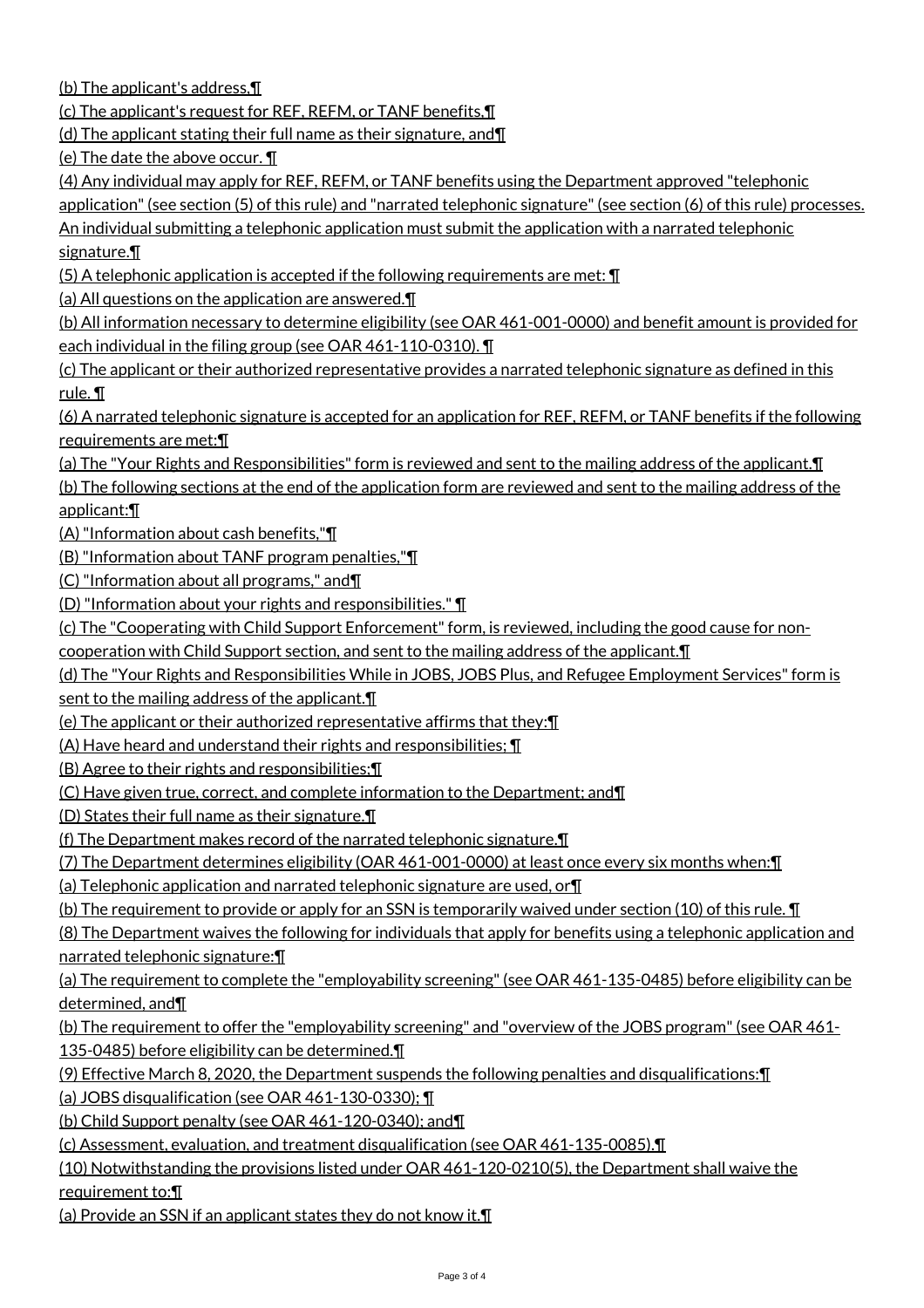(b) The applicant's address,¶
(c) The applicant's request for REF, REFM, or TANF benefits,¶
(d) The applicant stating their full name as their signature, and¶
(e) The date the above occur. ¶
(4) Any individual may apply for REF, REFM, or TANF benefits using the Department approved "telephonic application" (see section (5) of this rule) and "narrated telephonic signature" (see section (6) of this rule) processes. An individual submitting a telephonic application must submit the application with a narrated telephonic signature.¶
(5) A telephonic application is accepted if the following requirements are met: ¶
(a) All questions on the application are answered.¶
(b) All information necessary to determine eligibility (see OAR 461-001-0000) and benefit amount is provided for each individual in the filing group (see OAR 461-110-0310). ¶
(c) The applicant or their authorized representative provides a narrated telephonic signature as defined in this rule. ¶
(6) A narrated telephonic signature is accepted for an application for REF, REFM, or TANF benefits if the following requirements are met:¶
(a) The "Your Rights and Responsibilities" form is reviewed and sent to the mailing address of the applicant.¶
(b) The following sections at the end of the application form are reviewed and sent to the mailing address of the applicant:¶
(A) "Information about cash benefits,"¶
(B) "Information about TANF program penalties,"¶
(C) "Information about all programs," and¶
(D) "Information about your rights and responsibilities." ¶
(c) The "Cooperating with Child Support Enforcement" form, is reviewed, including the good cause for non-cooperation with Child Support section, and sent to the mailing address of the applicant.¶
(d) The "Your Rights and Responsibilities While in JOBS, JOBS Plus, and Refugee Employment Services" form is sent to the mailing address of the applicant.¶
(e) The applicant or their authorized representative affirms that they:¶
(A) Have heard and understand their rights and responsibilities; ¶
(B) Agree to their rights and responsibilities;¶
(C) Have given true, correct, and complete information to the Department; and¶
(D) States their full name as their signature.¶
(f) The Department makes record of the narrated telephonic signature.¶
(7) The Department determines eligibility (OAR 461-001-0000) at least once every six months when:¶
(a) Telephonic application and narrated telephonic signature are used, or¶
(b) The requirement to provide or apply for an SSN is temporarily waived under section (10) of this rule. ¶
(8) The Department waives the following for individuals that apply for benefits using a telephonic application and narrated telephonic signature:¶
(a) The requirement to complete the "employability screening" (see OAR 461-135-0485) before eligibility can be determined, and¶
(b) The requirement to offer the "employability screening" and "overview of the JOBS program" (see OAR 461-135-0485) before eligibility can be determined.¶
(9) Effective March 8, 2020, the Department suspends the following penalties and disqualifications:¶
(a) JOBS disqualification (see OAR 461-130-0330); ¶
(b) Child Support penalty (see OAR 461-120-0340); and¶
(c) Assessment, evaluation, and treatment disqualification (see OAR 461-135-0085).¶
(10) Notwithstanding the provisions listed under OAR 461-120-0210(5), the Department shall waive the requirement to:¶
(a) Provide an SSN if an applicant states they do not know it.¶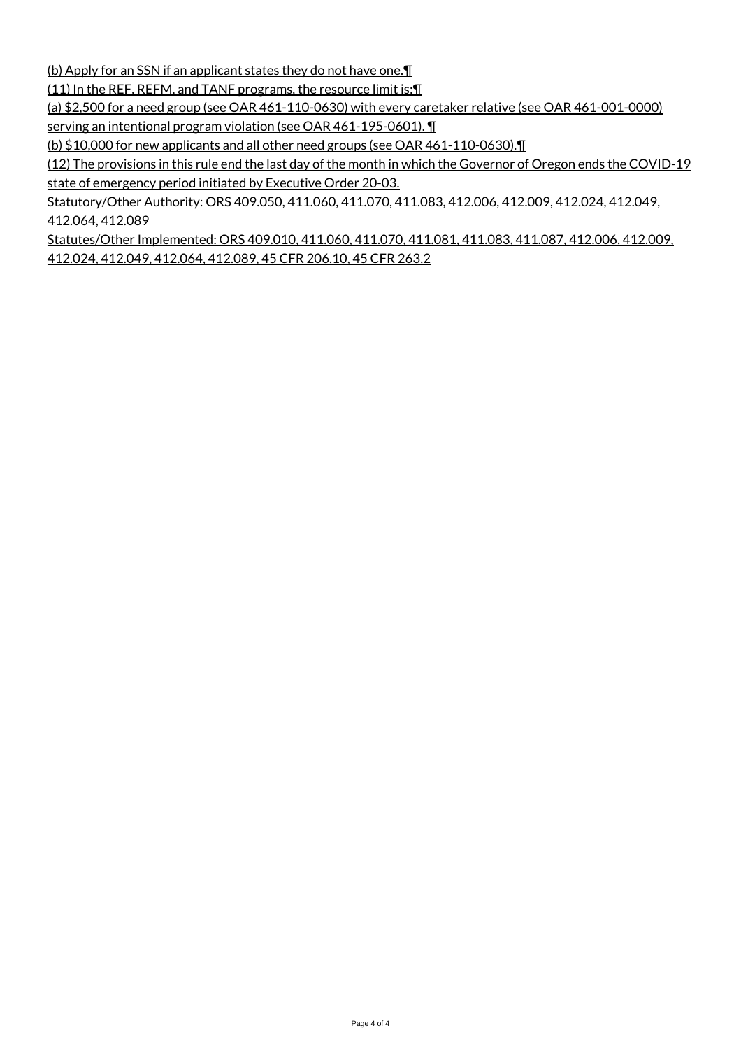(b) Apply for an SSN if an applicant states they do not have one.¶

(11) In the REF, REFM, and TANF programs, the resource limit is:¶

(a) $2,500 for a need group (see OAR 461-110-0630) with every caretaker relative (see OAR 461-001-0000) serving an intentional program violation (see OAR 461-195-0601). ¶

(b) $10,000 for new applicants and all other need groups (see OAR 461-110-0630).¶

(12) The provisions in this rule end the last day of the month in which the Governor of Oregon ends the COVID-19 state of emergency period initiated by Executive Order 20-03.

Statutory/Other Authority: ORS 409.050, 411.060, 411.070, 411.083, 412.006, 412.009, 412.024, 412.049, 412.064, 412.089

Statutes/Other Implemented: ORS 409.010, 411.060, 411.070, 411.081, 411.083, 411.087, 412.006, 412.009, 412.024, 412.049, 412.064, 412.089, 45 CFR 206.10, 45 CFR 263.2